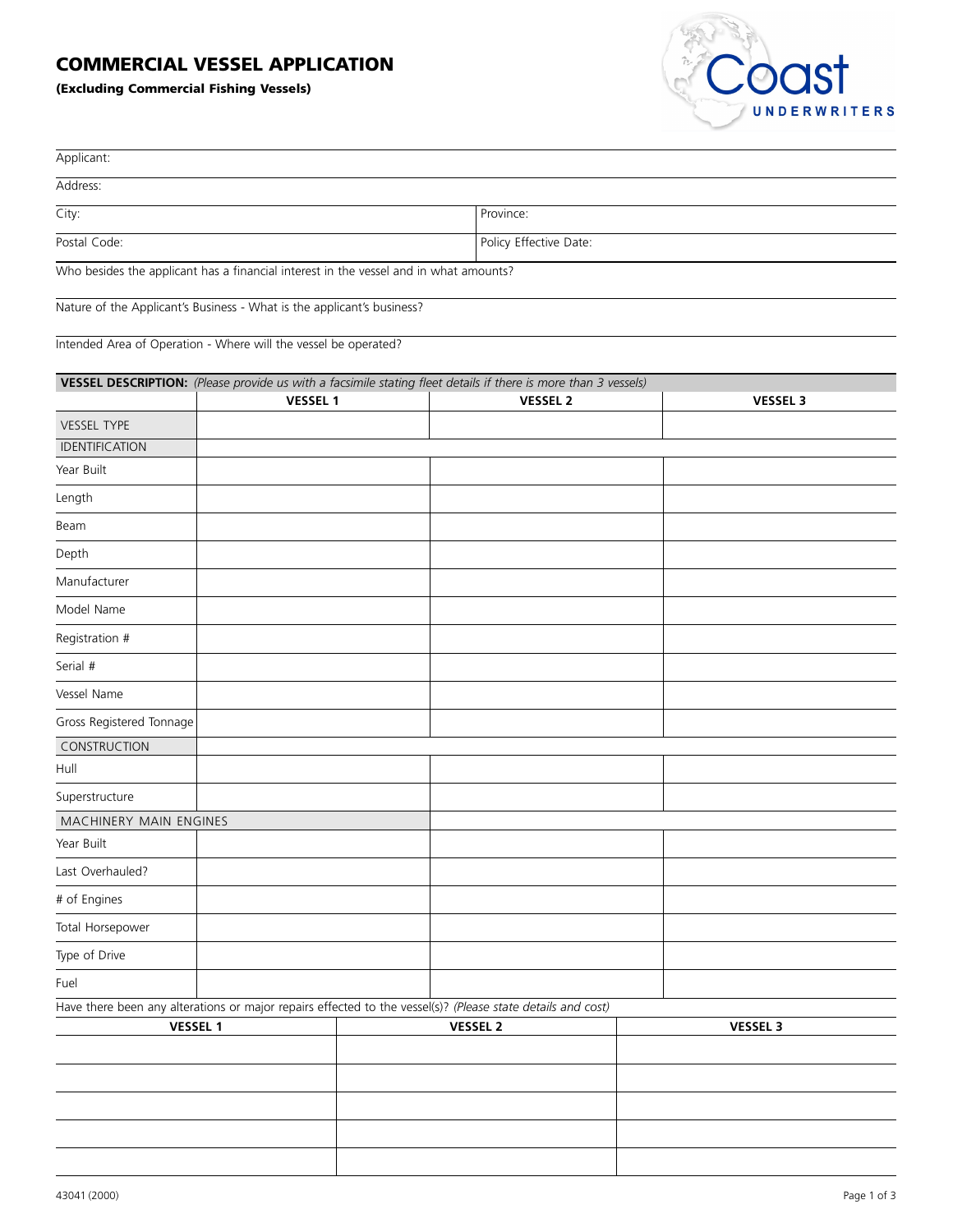# COMMERCIAL VESSEL APPLICATION

**(Excluding Commercial Fishing Vessels)**

Coast UNDERWRITERS

Applicant:

Address:

| City: | Province: |
|---|---|
| Postal Code: | Policy Effective Date: |

Who besides the applicant has a financial interest in the vessel and in what amounts?

Nature of the Applicant's Business - What is the applicant's business?

Intended Area of Operation - Where will the vessel be operated?

**VESSEL DESCRIPTION:** *(Please provide us with a facsimile stating fleet details if there is more than 3 vessels)*

| | **VESSEL 1** | **VESSEL 2** | **VESSEL 3** |
|---|---|---|---|
| VESSEL TYPE | | | |
| IDENTIFICATION | | | |
| Year Built | | | |
| Length | | | |
| Beam | | | |
| Depth | | | |
| Manufacturer | | | |
| Model Name | | | |
| Registration # | | | |
| Serial # | | | |
| Vessel Name | | | |
| Gross Registered Tonnage | | | |
| CONSTRUCTION | | | |
| Hull | | | |
| Superstructure | | | |
| MACHINERY MAIN ENGINES | | | |
| Year Built | | | |
| Last Overhauled? | | | |
| # of Engines | | | |
| Total Horsepower | | | |
| Type of Drive | | | |
| Fuel | | | |

Have there been any alterations or major repairs effected to the vessel(s)? *(Please state details and cost)*

| **VESSEL 1** | **VESSEL 2** | **VESSEL 3** |
|---|---|---|
| | | |
| | | |
| | | |
| | | |
| | | |

43041 (2000)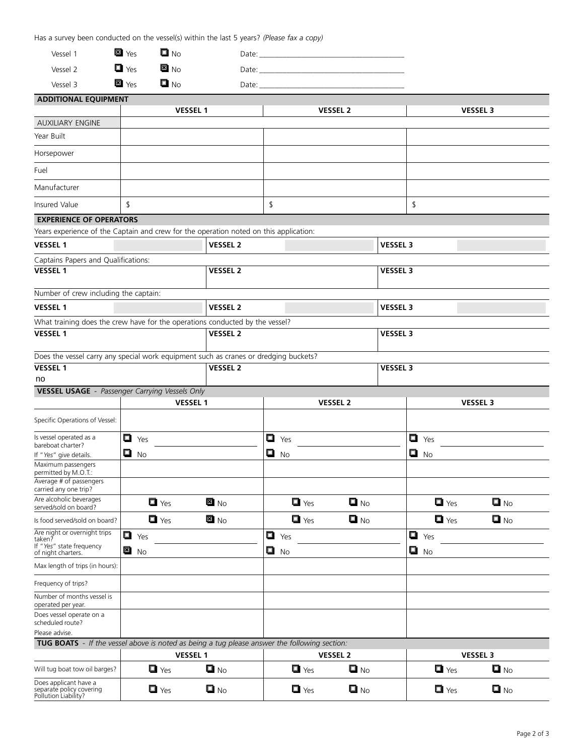Has a survey been conducted on the vessel(s) within the last 5 years? *(Please fax a copy)*

| | | | |
|---|---|---|---|
| Vessel 1 | ☒ Yes | ☐ No | Date: ______________________ |
| Vessel 2 | ☐ Yes | ☒ No | Date: ______________________ |
| Vessel 3 | ☒ Yes | ☐ No | Date: ______________________ |

## ADDITIONAL EQUIPMENT

| | VESSEL 1 | VESSEL 2 | VESSEL 3 |
|---|---|---|---|
| AUXILIARY ENGINE | | | |
| Year Built | | | |
| Horsepower | | | |
| Fuel | | | |
| Manufacturer | | | |
| Insured Value | $ | $ | $ |

## EXPERIENCE OF OPERATORS

Years experience of the Captain and crew for the operation noted on this application:

| VESSEL 1 | | VESSEL 2 | | VESSEL 3 | |
|---|---|---|---|---|---|

Captains Papers and Qualifications:

| VESSEL 1 | VESSEL 2 | VESSEL 3 |
|---|---|---|
| | | |

Number of crew including the captain:

| VESSEL 1 | | VESSEL 2 | | VESSEL 3 | |
|---|---|---|---|---|---|

What training does the crew have for the operations conducted by the vessel?

| VESSEL 1 | VESSEL 2 | VESSEL 3 |
|---|---|---|
| | | |

Does the vessel carry any special work equipment such as cranes or dredging buckets?

| VESSEL 1 | VESSEL 2 | VESSEL 3 |
|---|---|---|
| no | | |

## VESSEL USAGE - *Passenger Carrying Vessels Only*

| | VESSEL 1 | VESSEL 2 | VESSEL 3 |
|---|---|---|---|
| Specific Operations of Vessel: | | | |
| Is vessel operated as a bareboat charter? If "*Yes*" give details. | ☐ Yes ☐ No | ☐ Yes ☐ No | ☐ Yes ☐ No |
| Maximum passengers permitted by M.O.T.: | | | |
| Average # of passengers carried any one trip? | | | |
| Are alcoholic beverages served/sold on board? | ☐ Yes ☒ No | ☐ Yes ☐ No | ☐ Yes ☐ No |
| Is food served/sold on board? | ☐ Yes ☒ No | ☐ Yes ☐ No | ☐ Yes ☐ No |
| Are night or overnight trips taken? If "*Yes*" state frequency of night charters. | ☐ Yes ☒ No | ☐ Yes ☐ No | ☐ Yes ☐ No |
| Max length of trips (in hours): | | | |
| Frequency of trips? | | | |
| Number of months vessel is operated per year. | | | |
| Does vessel operate on a scheduled route? Please advise. | | | |

## TUG BOATS - *If the vessel above is noted as being a tug please answer the following section:*

| | VESSEL 1 | VESSEL 2 | VESSEL 3 |
|---|---|---|---|
| Will tug boat tow oil barges? | ☐ Yes ☐ No | ☐ Yes ☐ No | ☐ Yes ☐ No |
| Does applicant have a separate policy covering Pollution Liability? | ☐ Yes ☐ No | ☐ Yes ☐ No | ☐ Yes ☐ No |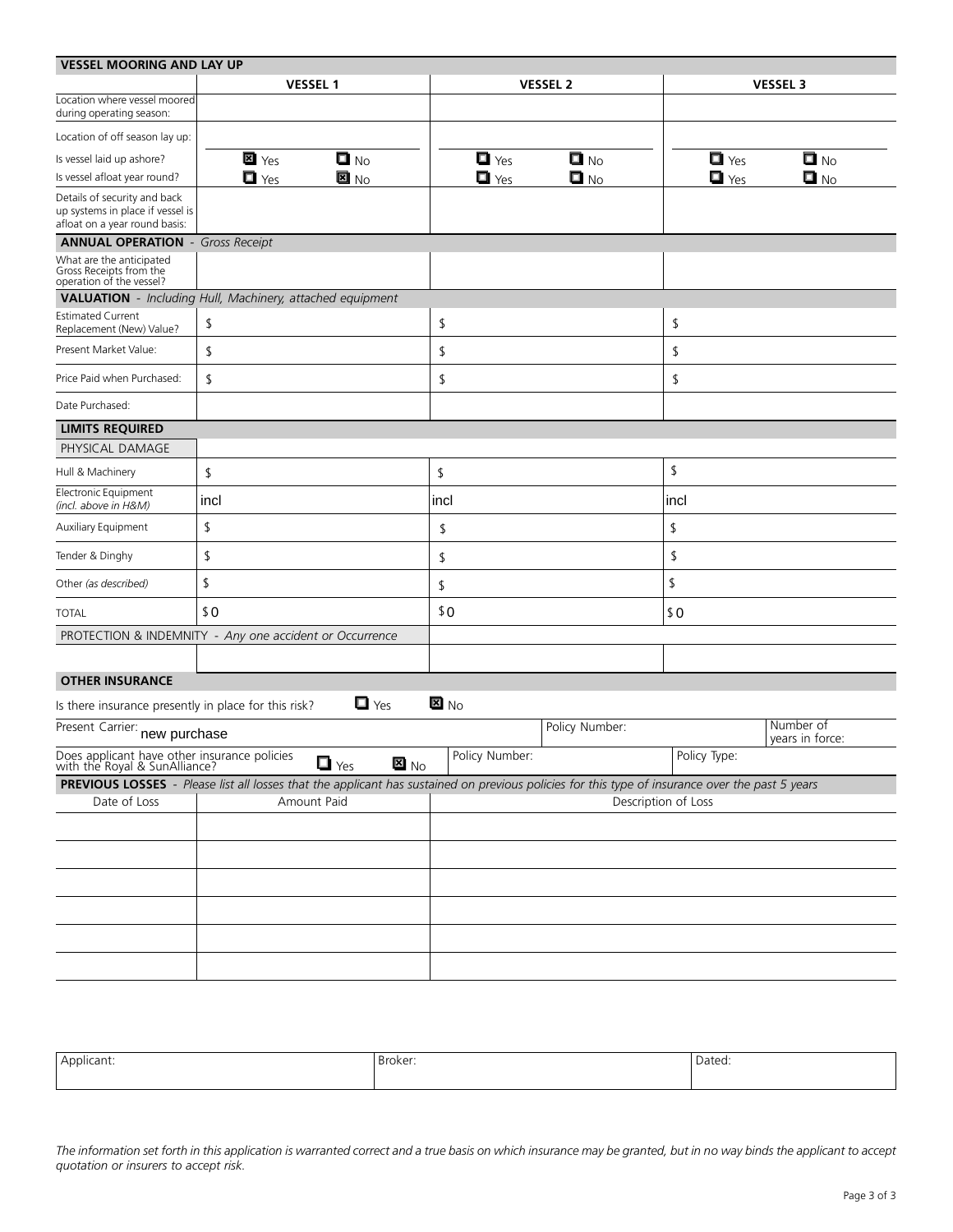| VESSEL MOORING AND LAY UP | VESSEL 1 | VESSEL 2 | VESSEL 3 |
|---|---|---|---|
| Location where vessel moored during operating season: | | | |
| Location of off season lay up: | | | |
| Is vessel laid up ashore? | ☒ Yes ☐ No | ☐ Yes ☐ No | ☐ Yes ☐ No |
| Is vessel afloat year round? | ☐ Yes ☒ No | ☐ Yes ☐ No | ☐ Yes ☐ No |
| Details of security and back up systems in place if vessel is afloat on a year round basis: | | | |
| **ANNUAL OPERATION** - *Gross Receipt* | | | |
| What are the anticipated Gross Receipts from the operation of the vessel? | | | |
| **VALUATION** - *Including Hull, Machinery, attached equipment* | | | |
| Estimated Current Replacement (New) Value? | $ | $ | $ |
| Present Market Value: | $ | $ | $ |
| Price Paid when Purchased: | $ | $ | $ |
| Date Purchased: | | | |
| **LIMITS REQUIRED** | | | |
| PHYSICAL DAMAGE | | | |
| Hull & Machinery | $ | $ | $ |
| Electronic Equipment *(incl. above in H&M)* | incl | incl | incl |
| Auxiliary Equipment | $ | $ | $ |
| Tender & Dinghy | $ | $ | $ |
| Other *(as described)* | $ | $ | $ |
| TOTAL | $0 | $0 | $0 |
| PROTECTION & INDEMNITY - *Any one accident or Occurrence* | | | |
| | | | |

**OTHER INSURANCE**

Is there insurance presently in place for this risk? ☐ Yes ☒ No

| | | |
|---|---|---|
| Present Carrier: new purchase | Policy Number: | Number of years in force: |
| Does applicant have other insurance policies with the Royal & SunAlliance? ☐ Yes ☒ No | Policy Number: | Policy Type: |

**PREVIOUS LOSSES** - *Please list all losses that the applicant has sustained on previous policies for this type of insurance over the past 5 years*

| Date of Loss | Amount Paid | Description of Loss |
|---|---|---|
| | | |
| | | |
| | | |
| | | |
| | | |
| | | |

| Applicant: | Broker: | Dated: |
|---|---|---|
| | | |

*The information set forth in this application is warranted correct and a true basis on which insurance may be granted, but in no way binds the applicant to accept quotation or insurers to accept risk.*